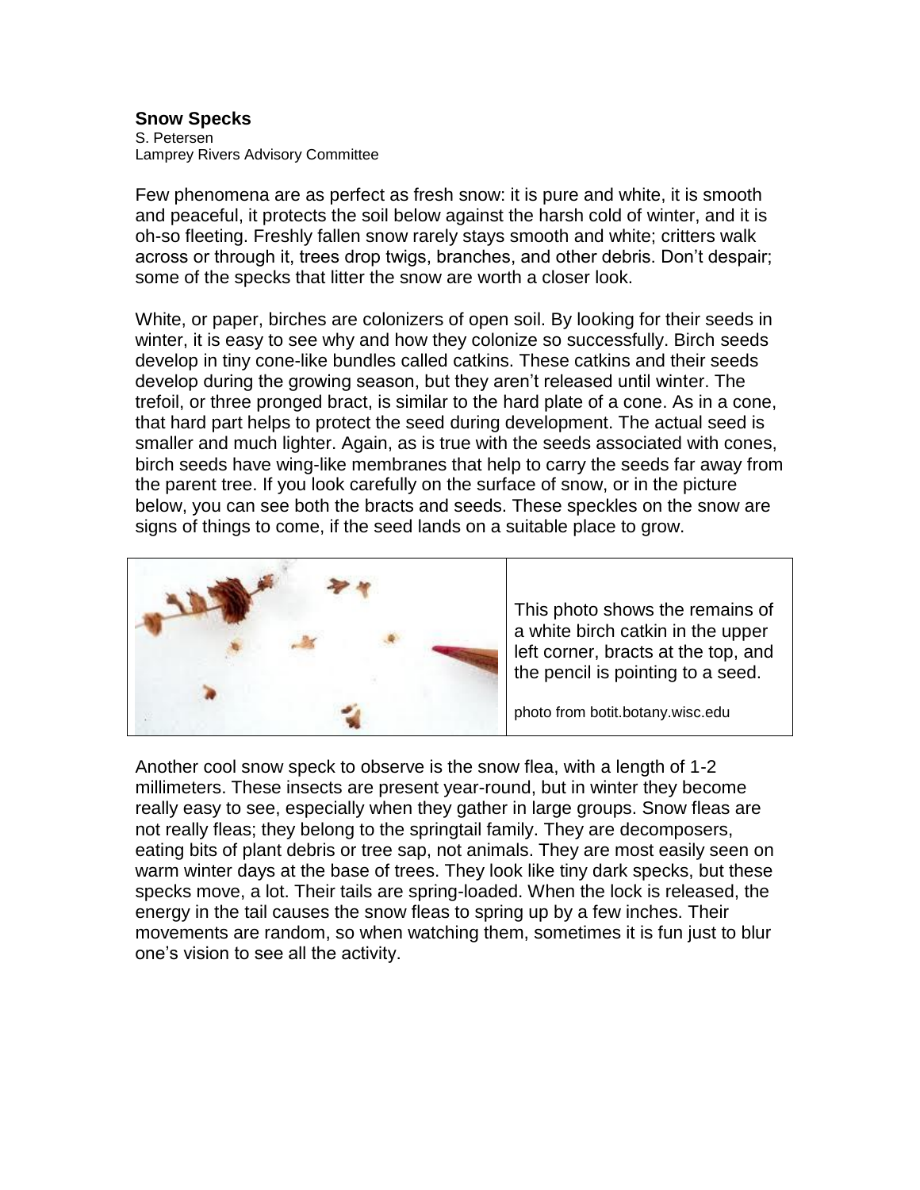**Snow Specks**

S. Petersen
Lamprey Rivers Advisory Committee

Few phenomena are as perfect as fresh snow: it is pure and white, it is smooth and peaceful, it protects the soil below against the harsh cold of winter, and it is oh-so fleeting. Freshly fallen snow rarely stays smooth and white; critters walk across or through it, trees drop twigs, branches, and other debris. Don't despair; some of the specks that litter the snow are worth a closer look.

White, or paper, birches are colonizers of open soil. By looking for their seeds in winter, it is easy to see why and how they colonize so successfully. Birch seeds develop in tiny cone-like bundles called catkins. These catkins and their seeds develop during the growing season, but they aren't released until winter. The trefoil, or three pronged bract, is similar to the hard plate of a cone. As in a cone, that hard part helps to protect the seed during development. The actual seed is smaller and much lighter. Again, as is true with the seeds associated with cones, birch seeds have wing-like membranes that help to carry the seeds far away from the parent tree. If you look carefully on the surface of snow, or in the picture below, you can see both the bracts and seeds. These speckles on the snow are signs of things to come, if the seed lands on a suitable place to grow.

This photo shows the remains of a white birch catkin in the upper left corner, bracts at the top, and the pencil is pointing to a seed.

photo from botit.botany.wisc.edu

Another cool snow speck to observe is the snow flea, with a length of 1-2 millimeters. These insects are present year-round, but in winter they become really easy to see, especially when they gather in large groups. Snow fleas are not really fleas; they belong to the springtail family. They are decomposers, eating bits of plant debris or tree sap, not animals. They are most easily seen on warm winter days at the base of trees. They look like tiny dark specks, but these specks move, a lot. Their tails are spring-loaded. When the lock is released, the energy in the tail causes the snow fleas to spring up by a few inches. Their movements are random, so when watching them, sometimes it is fun just to blur one's vision to see all the activity.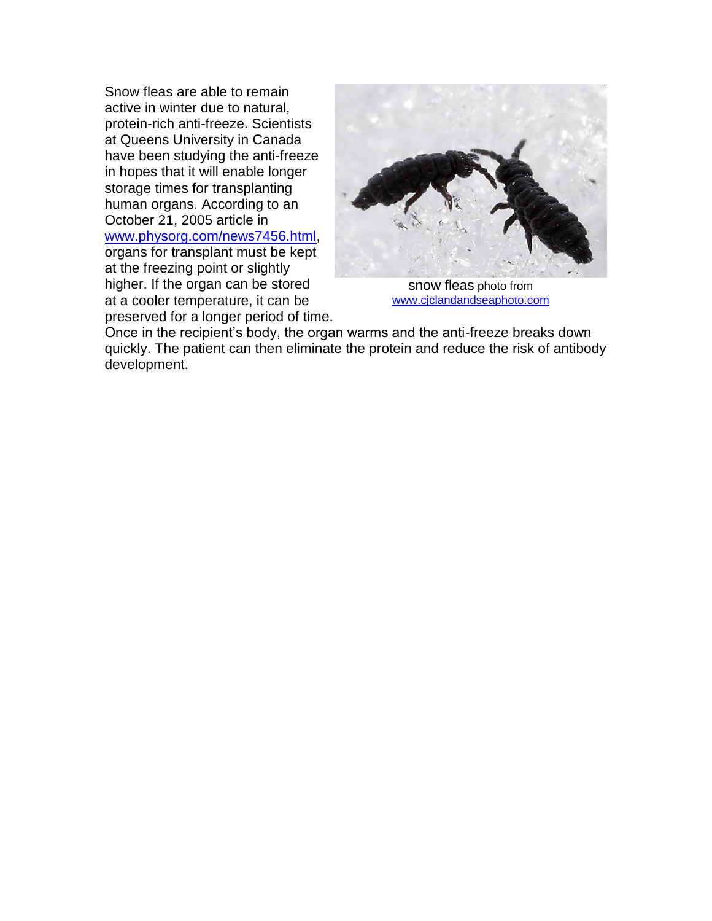Snow fleas are able to remain active in winter due to natural, protein-rich anti-freeze. Scientists at Queens University in Canada have been studying the anti-freeze in hopes that it will enable longer storage times for transplanting human organs. According to an October 21, 2005 article in www.physorg.com/news7456.html, organs for transplant must be kept at the freezing point or slightly higher. If the organ can be stored at a cooler temperature, it can be preserved for a longer period of time. Once in the recipient's body, the organ warms and the anti-freeze breaks down quickly. The patient can then eliminate the protein and reduce the risk of antibody development.

snow fleas photo from www.cjclandandseaphoto.com